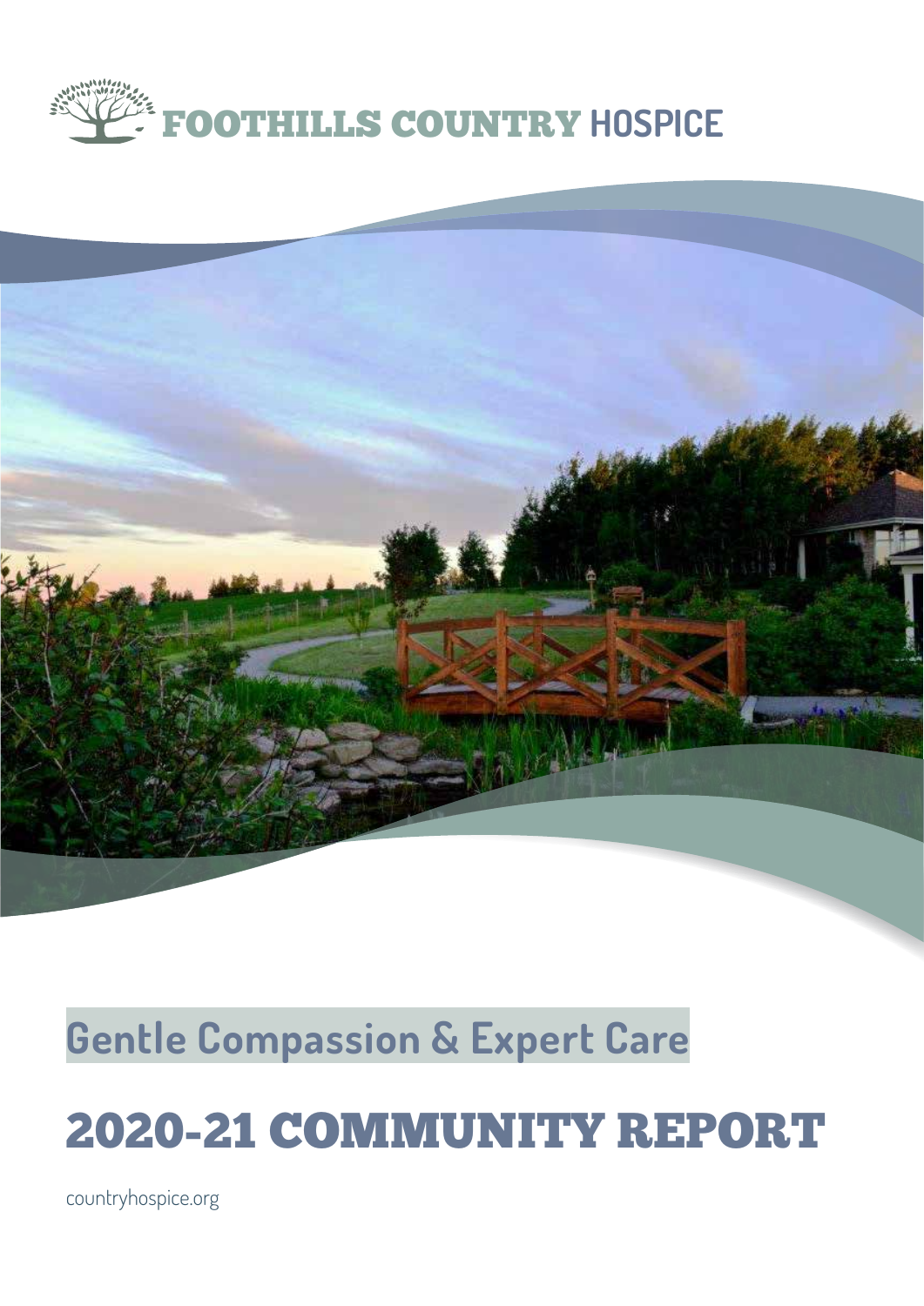# FOOTHILLS COUNTRY HOSPICE

## Gentle Compassion & Expert Care

# 2020-21 COMMUNITY REPORT

countryhospice.org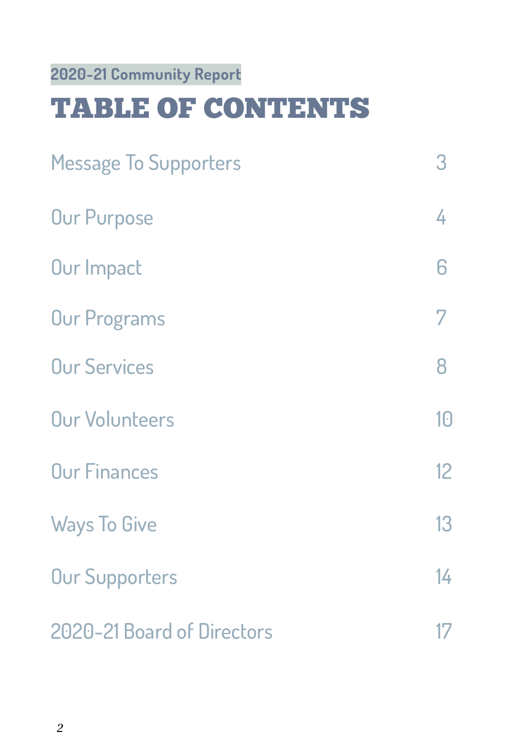2020-21 Community Report

# TABLE OF CONTENTS

| | |
|---|---|
| Message To Supporters | 3 |
| Our Purpose | 4 |
| Our Impact | 6 |
| Our Programs | 7 |
| Our Services | 8 |
| Our Volunteers | 10 |
| Our Finances | 12 |
| Ways To Give | 13 |
| Our Supporters | 14 |
| 2020-21 Board of Directors | 17 |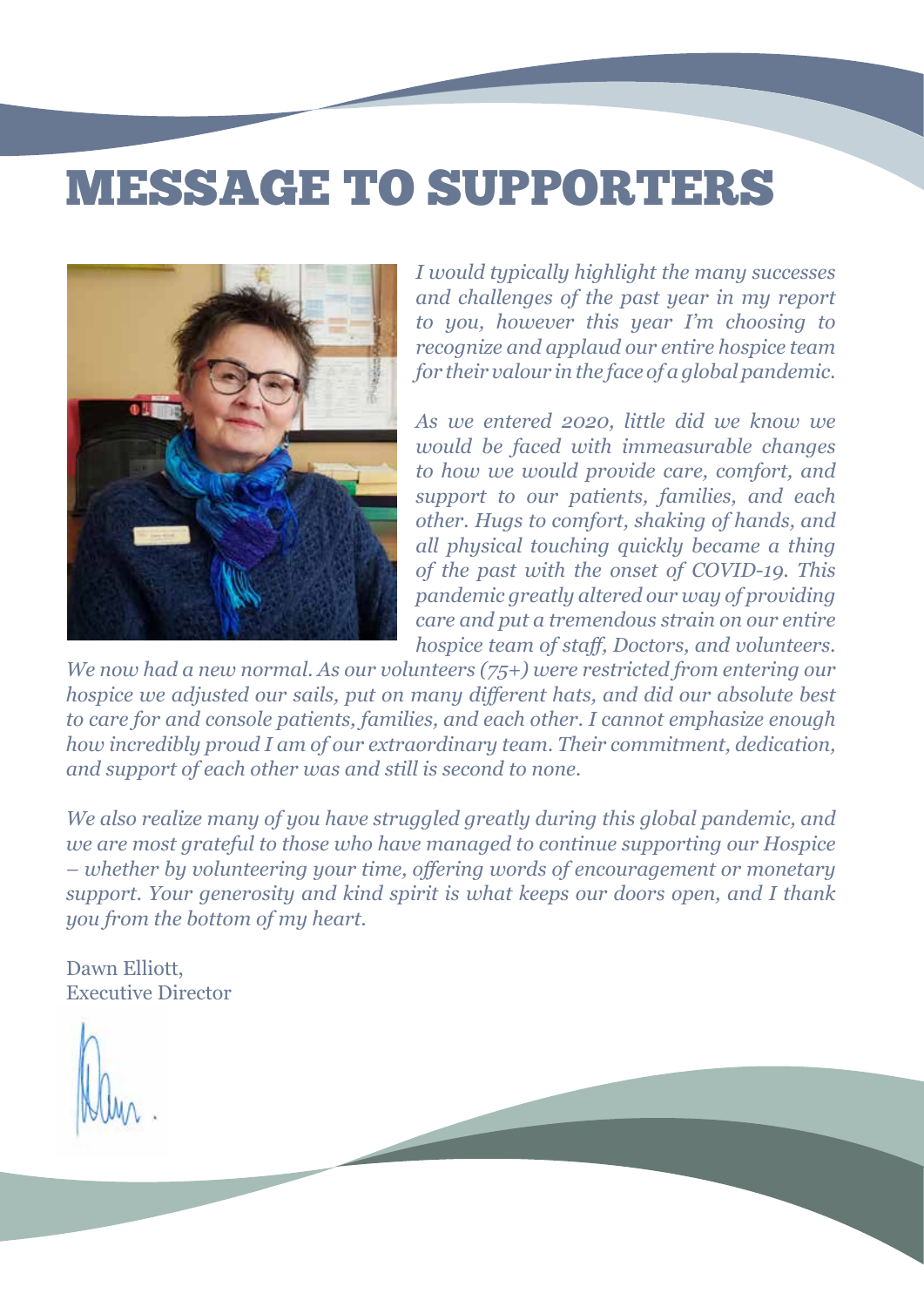# MESSAGE TO SUPPORTERS

*I would typically highlight the many successes and challenges of the past year in my report to you, however this year I'm choosing to recognize and applaud our entire hospice team for their valour in the face of a global pandemic.*

*As we entered 2020, little did we know we would be faced with immeasurable changes to how we would provide care, comfort, and support to our patients, families, and each other. Hugs to comfort, shaking of hands, and all physical touching quickly became a thing of the past with the onset of COVID-19. This pandemic greatly altered our way of providing care and put a tremendous strain on our entire hospice team of staff, Doctors, and volunteers. We now had a new normal. As our volunteers (75+) were restricted from entering our hospice we adjusted our sails, put on many different hats, and did our absolute best to care for and console patients, families, and each other. I cannot emphasize enough how incredibly proud I am of our extraordinary team. Their commitment, dedication, and support of each other was and still is second to none.*

*We also realize many of you have struggled greatly during this global pandemic, and we are most grateful to those who have managed to continue supporting our Hospice – whether by volunteering your time, offering words of encouragement or monetary support. Your generosity and kind spirit is what keeps our doors open, and I thank you from the bottom of my heart.*

Dawn Elliott,
Executive Director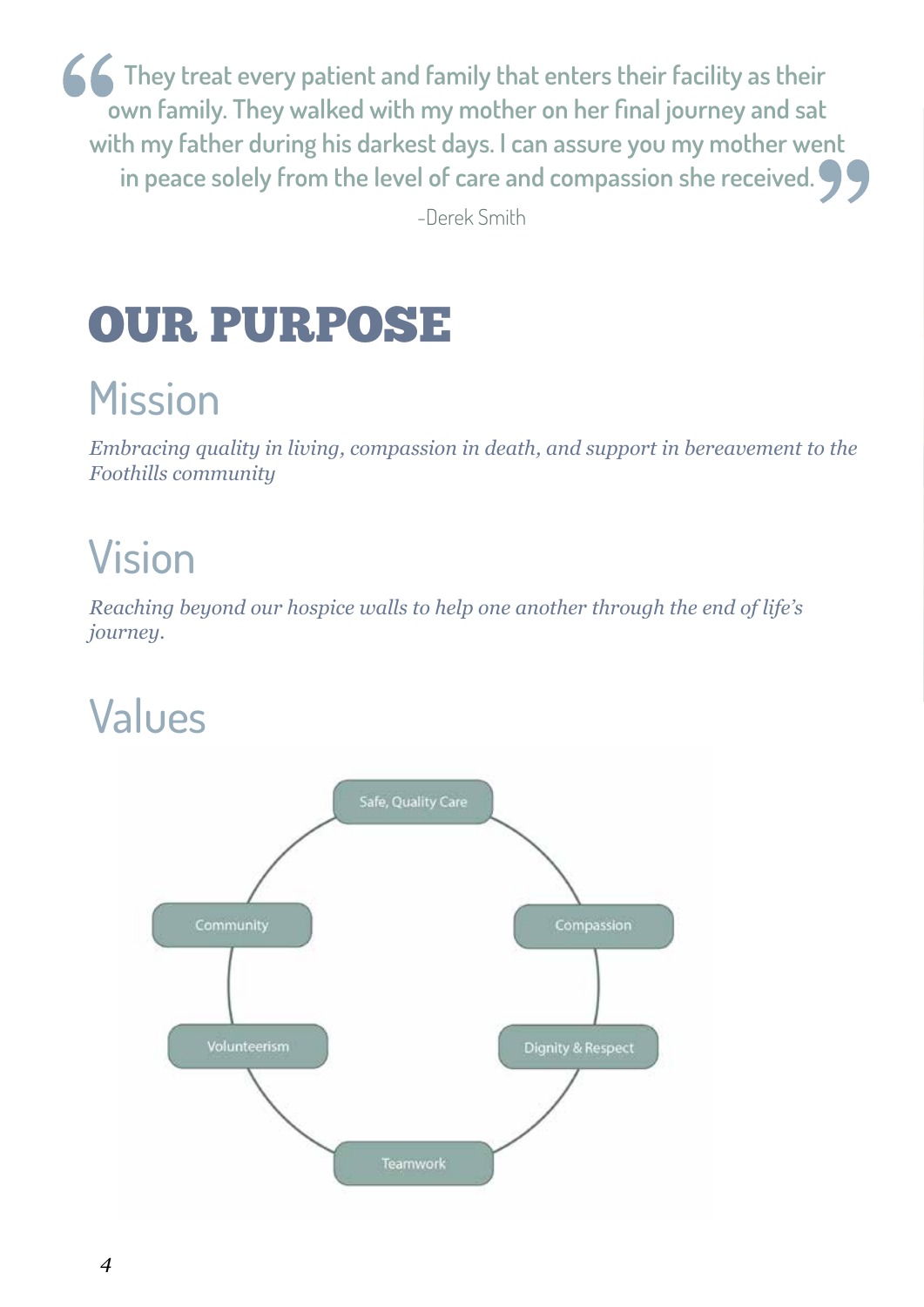> "They treat every patient and family that enters their facility as their own family. They walked with my mother on her final journey and sat with my father during his darkest days. I can assure you my mother went in peace solely from the level of care and compassion she received."
>
> -Derek Smith

# OUR PURPOSE

## Mission

*Embracing quality in living, compassion in death, and support in bereavement to the Foothills community*

## Vision

*Reaching beyond our hospice walls to help one another through the end of life's journey.*

## Values

- Safe, Quality Care
- Compassion
- Dignity & Respect
- Teamwork
- Volunteerism
- Community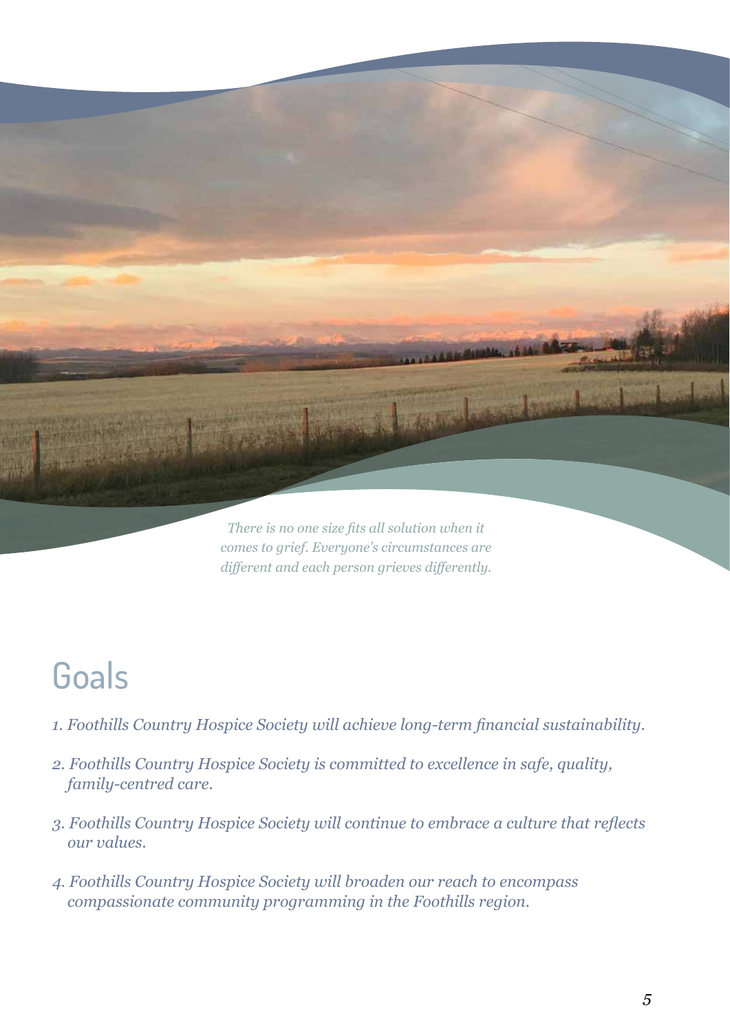*There is no one size fits all solution when it comes to grief. Everyone's circumstances are different and each person grieves differently.*

# Goals

1. *Foothills Country Hospice Society will achieve long-term financial sustainability.*
2. *Foothills Country Hospice Society is committed to excellence in safe, quality, family-centred care.*
3. *Foothills Country Hospice Society will continue to embrace a culture that reflects our values.*
4. *Foothills Country Hospice Society will broaden our reach to encompass compassionate community programming in the Foothills region.*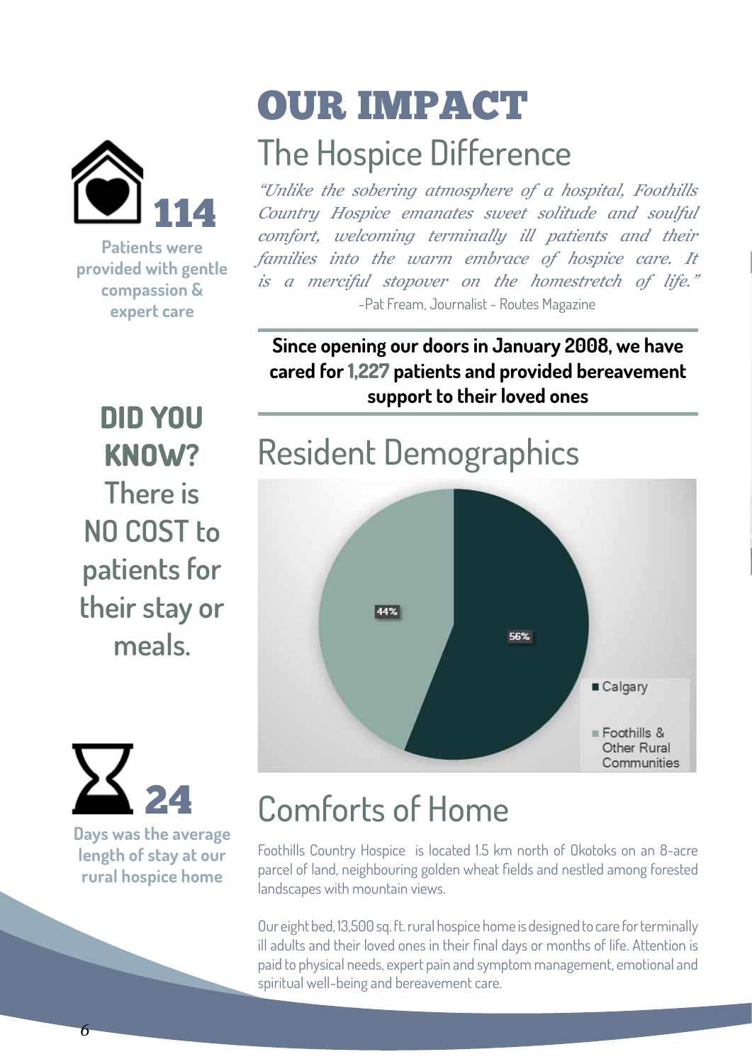# OUR IMPACT

## The Hospice Difference

*"Unlike the sobering atmosphere of a hospital, Foothills Country Hospice emanates sweet solitude and soulful comfort, welcoming terminally ill patients and their families into the warm embrace of hospice care. It is a merciful stopover on the homestretch of life."*

-Pat Fream, Journalist - Routes Magazine

**Since opening our doors in January 2008, we have cared for 1,227 patients and provided bereavement support to their loved ones**

**114**

**Patients were provided with gentle compassion & expert care**

**DID YOU KNOW?**

There is NO COST to patients for their stay or meals.

## Resident Demographics

| Region | Percentage |
|---|---|
| Calgary | 56% |
| Foothills & Other Rural Communities | 44% |

**24**

**Days was the average length of stay at our rural hospice home**

## Comforts of Home

Foothills Country Hospice is located 1.5 km north of Okotoks on an 8-acre parcel of land, neighbouring golden wheat fields and nestled among forested landscapes with mountain views.

Our eight bed, 13,500 sq. ft. rural hospice home is designed to care for terminally ill adults and their loved ones in their final days or months of life. Attention is paid to physical needs, expert pain and symptom management, emotional and spiritual well-being and bereavement care.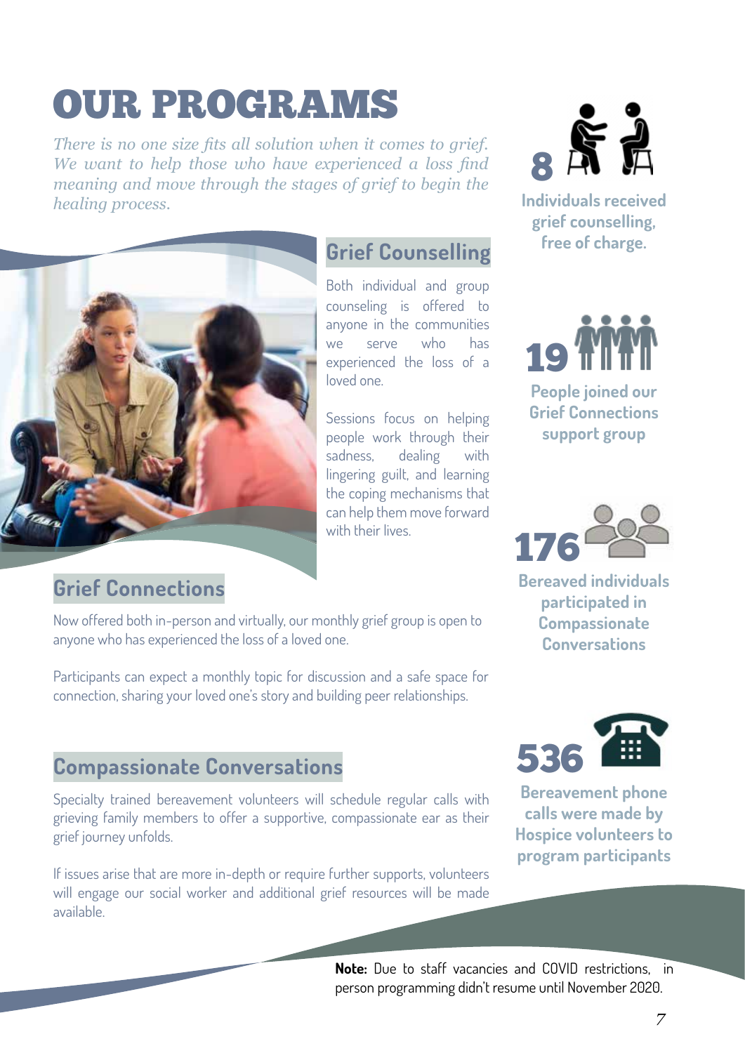# OUR PROGRAMS

*There is no one size fits all solution when it comes to grief. We want to help those who have experienced a loss find meaning and move through the stages of grief to begin the healing process.*

## Grief Counselling

Both individual and group counseling is offered to anyone in the communities we serve who has experienced the loss of a loved one.

Sessions focus on helping people work through their sadness, dealing with lingering guilt, and learning the coping mechanisms that can help them move forward with their lives.

## Grief Connections

Now offered both in-person and virtually, our monthly grief group is open to anyone who has experienced the loss of a loved one.

Participants can expect a monthly topic for discussion and a safe space for connection, sharing your loved one's story and building peer relationships.

## Compassionate Conversations

Specialty trained bereavement volunteers will schedule regular calls with grieving family members to offer a supportive, compassionate ear as their grief journey unfolds.

If issues arise that are more in-depth or require further supports, volunteers will engage our social worker and additional grief resources will be made available.

**8** Individuals received grief counselling, free of charge.

**19** People joined our Grief Connections support group

**176** Bereaved individuals participated in Compassionate Conversations

**536** Bereavement phone calls were made by Hospice volunteers to program participants

**Note:** Due to staff vacancies and COVID restrictions, in person programming didn't resume until November 2020.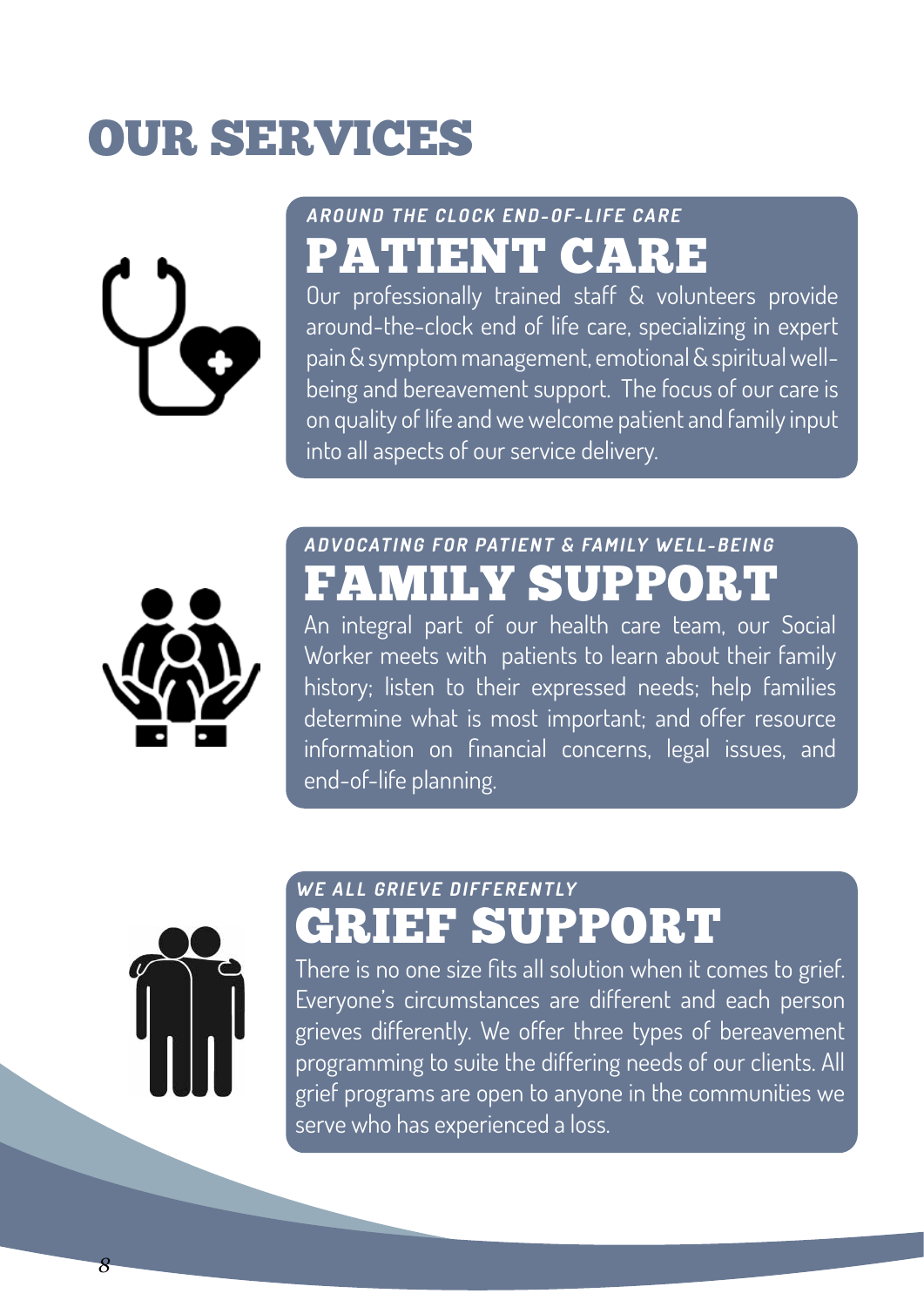# OUR SERVICES

*AROUND THE CLOCK END-OF-LIFE CARE*

## PATIENT CARE

Our professionally trained staff & volunteers provide around-the-clock end of life care, specializing in expert pain & symptom management, emotional & spiritual well-being and bereavement support. The focus of our care is on quality of life and we welcome patient and family input into all aspects of our service delivery.

*ADVOCATING FOR PATIENT & FAMILY WELL-BEING*

## FAMILY SUPPORT

An integral part of our health care team, our Social Worker meets with patients to learn about their family history; listen to their expressed needs; help families determine what is most important; and offer resource information on financial concerns, legal issues, and end-of-life planning.

*WE ALL GRIEVE DIFFERENTLY*

## GRIEF SUPPORT

There is no one size fits all solution when it comes to grief. Everyone's circumstances are different and each person grieves differently. We offer three types of bereavement programming to suite the differing needs of our clients. All grief programs are open to anyone in the communities we serve who has experienced a loss.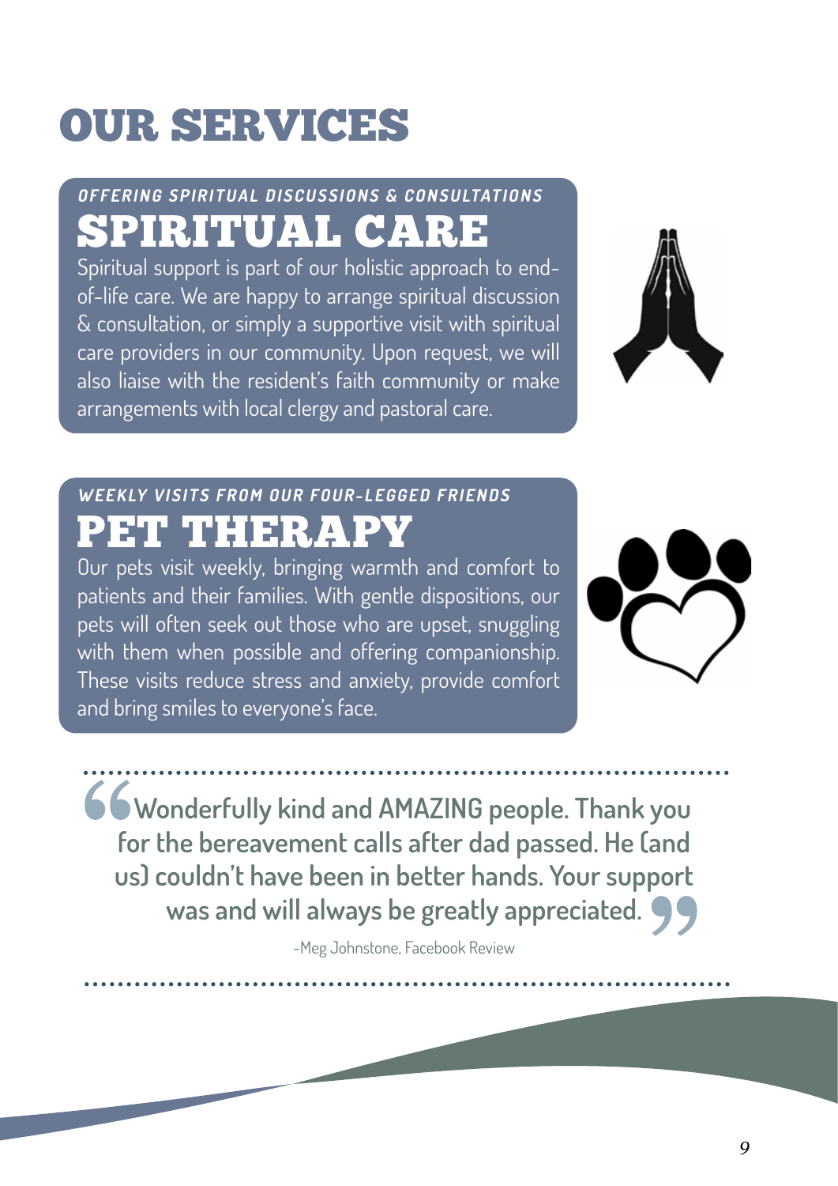# OUR SERVICES

*OFFERING SPIRITUAL DISCUSSIONS & CONSULTATIONS*

## SPIRITUAL CARE

Spiritual support is part of our holistic approach to end-of-life care. We are happy to arrange spiritual discussion & consultation, or simply a supportive visit with spiritual care providers in our community. Upon request, we will also liaise with the resident's faith community or make arrangements with local clergy and pastoral care.

*WEEKLY VISITS FROM OUR FOUR-LEGGED FRIENDS*

## PET THERAPY

Our pets visit weekly, bringing warmth and comfort to patients and their families. With gentle dispositions, our pets will often seek out those who are upset, snuggling with them when possible and offering companionship. These visits reduce stress and anxiety, provide comfort and bring smiles to everyone's face.

> **"Wonderfully kind and AMAZING people. Thank you for the bereavement calls after dad passed. He (and us) couldn't have been in better hands. Your support was and will always be greatly appreciated."**
>
> -Meg Johnstone, Facebook Review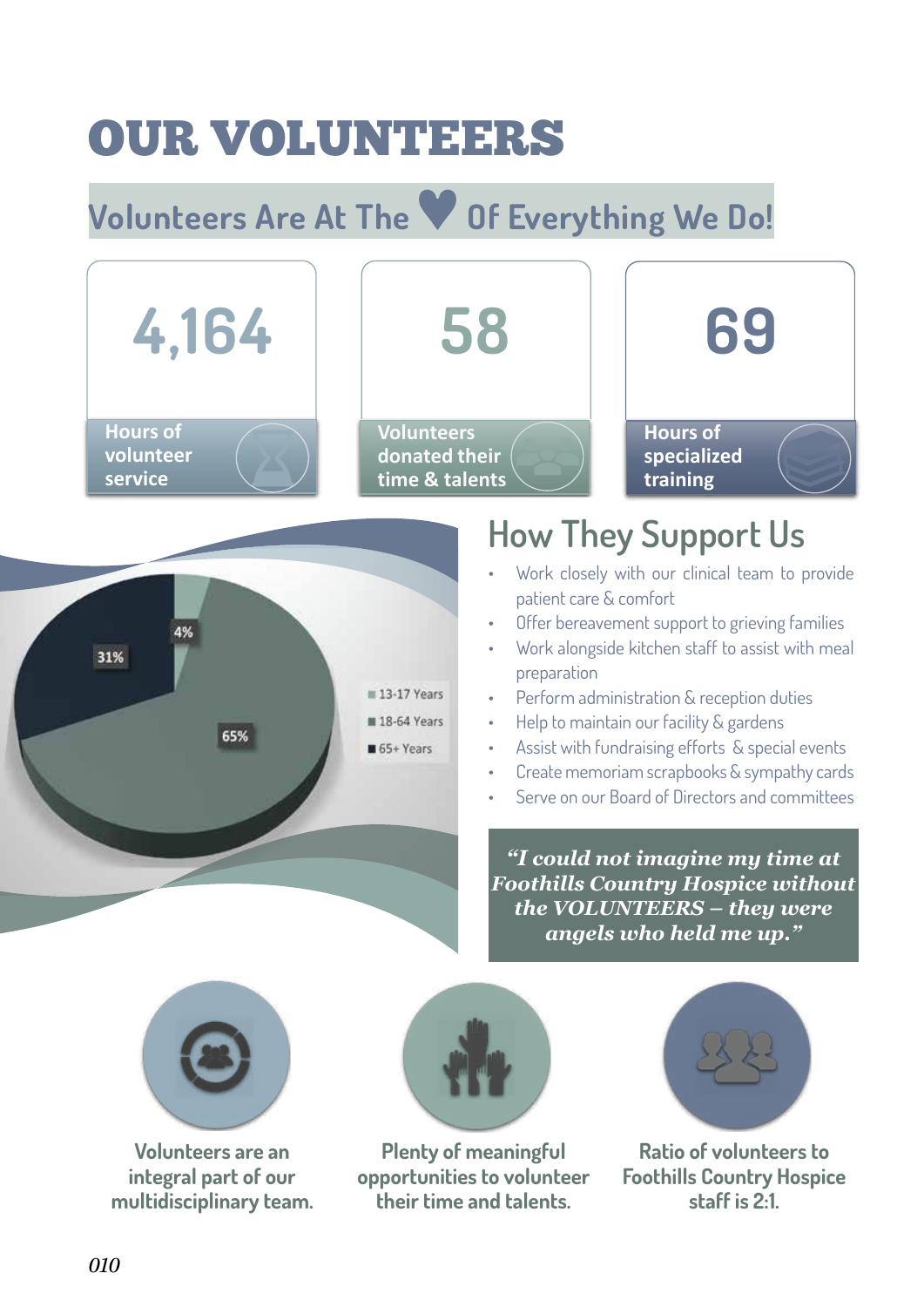# OUR VOLUNTEERS

## Volunteers Are At The ♥ Of Everything We Do!

**4,164**
Hours of volunteer service

**58**
Volunteers donated their time & talents

**69**
Hours of specialized training

| Age Group | Percentage |
|---|---|
| 13-17 Years | 4% |
| 18-64 Years | 31% |
| 65+ Years | 65% |

## How They Support Us

- Work closely with our clinical team to provide patient care & comfort
- Offer bereavement support to grieving families
- Work alongside kitchen staff to assist with meal preparation
- Perform administration & reception duties
- Help to maintain our facility & gardens
- Assist with fundraising efforts & special events
- Create memoriam scrapbooks & sympathy cards
- Serve on our Board of Directors and committees

> ***"I could not imagine my time at Foothills Country Hospice without the VOLUNTEERS – they were angels who held me up."***

Volunteers are an integral part of our multidisciplinary team.

Plenty of meaningful opportunities to volunteer their time and talents.

Ratio of volunteers to Foothills Country Hospice staff is 2:1.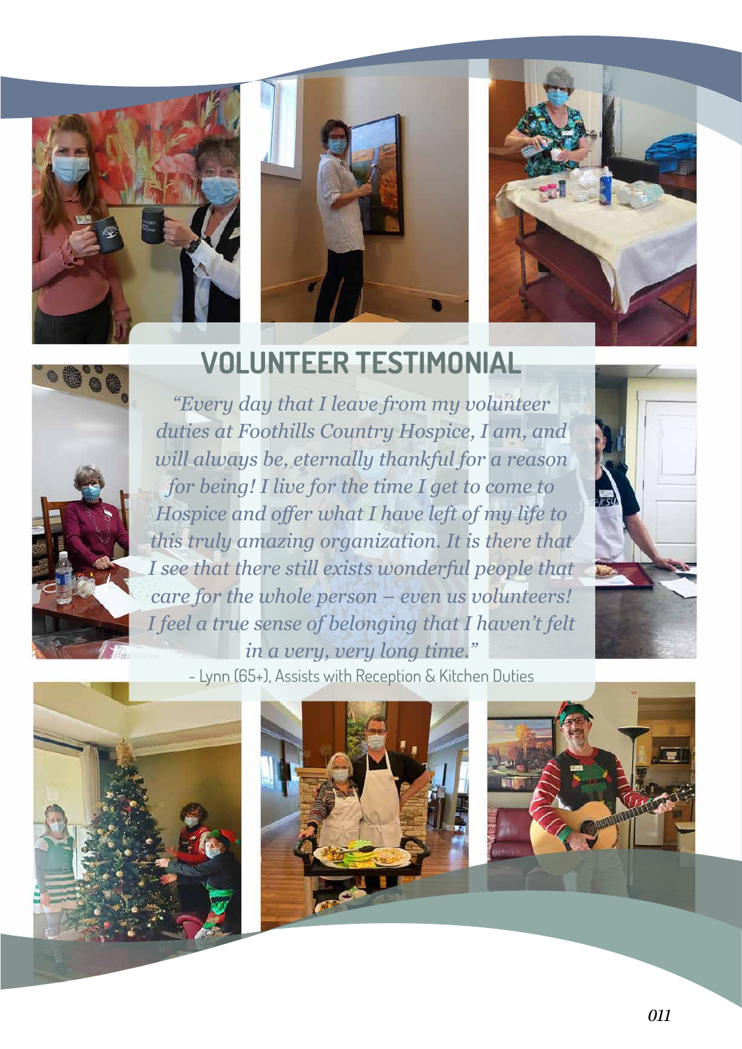## VOLUNTEER TESTIMONIAL

*"Every day that I leave from my volunteer duties at Foothills Country Hospice, I am, and will always be, eternally thankful for a reason for being! I live for the time I get to come to Hospice and offer what I have left of my life to this truly amazing organization. It is there that I see that there still exists wonderful people that care for the whole person – even us volunteers! I feel a true sense of belonging that I haven't felt in a very, very long time."*

- Lynn (65+), Assists with Reception & Kitchen Duties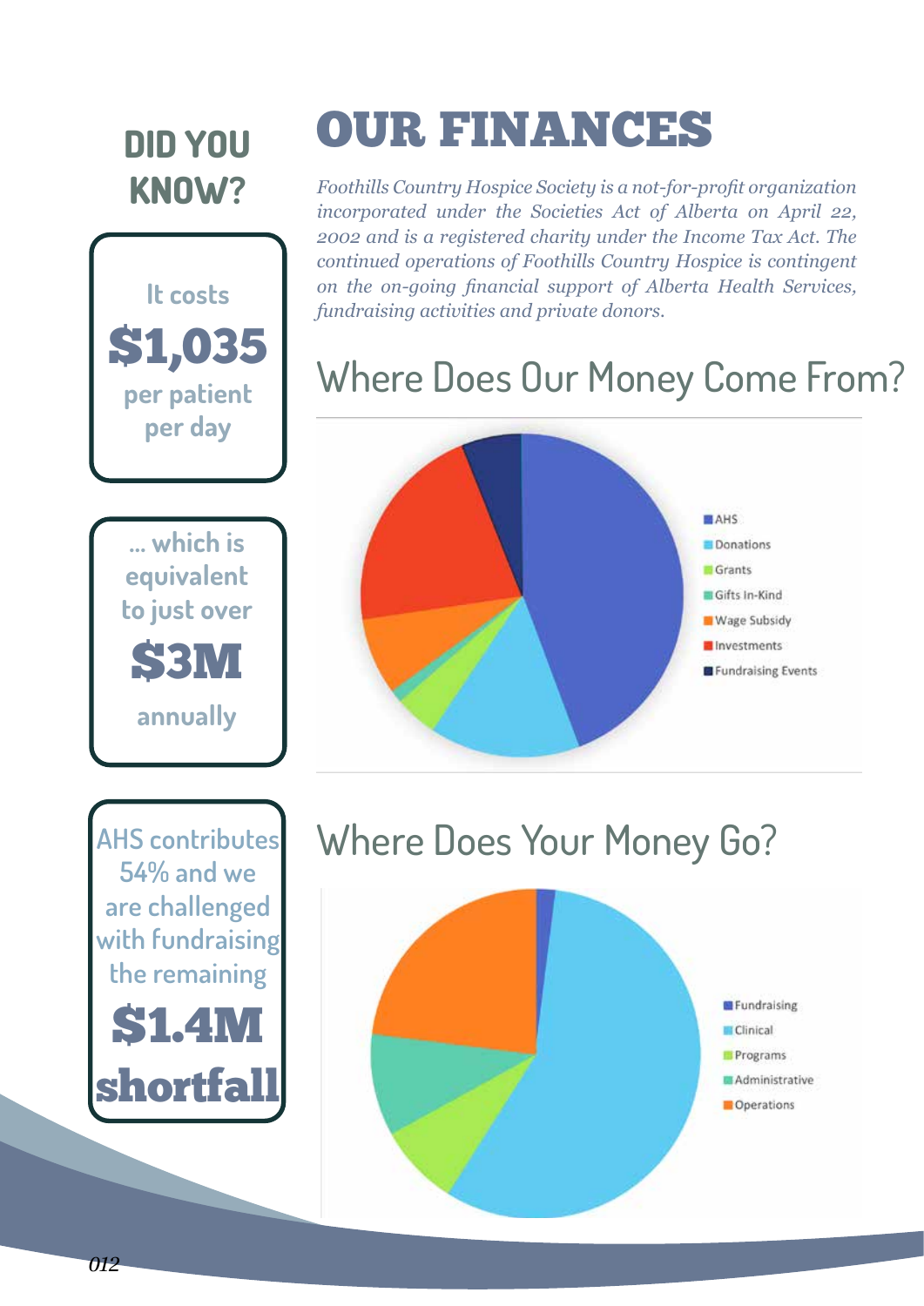## DID YOU KNOW?

It costs **$1,035** per patient per day

... which is equivalent to just over **$3M** annually

AHS contributes 54% and we are challenged with fundraising the remaining **$1.4M shortfall**

# OUR FINANCES

*Foothills Country Hospice Society is a not-for-profit organization incorporated under the Societies Act of Alberta on April 22, 2002 and is a registered charity under the Income Tax Act. The continued operations of Foothills Country Hospice is contingent on the on-going financial support of Alberta Health Services, fundraising activities and private donors.*

## Where Does Our Money Come From?

- AHS
- Donations
- Grants
- Gifts In-Kind
- Wage Subsidy
- Investments
- Fundraising Events

## Where Does Your Money Go?

- Fundraising
- Clinical
- Programs
- Administrative
- Operations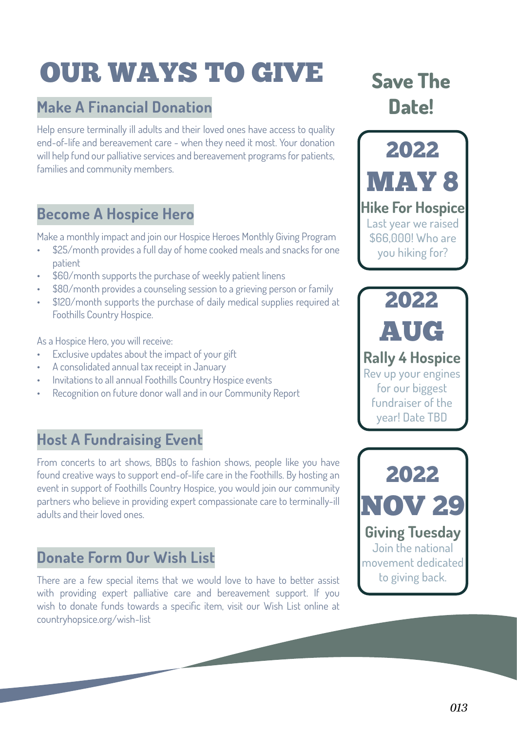# OUR WAYS TO GIVE

## Make A Financial Donation

Help ensure terminally ill adults and their loved ones have access to quality end-of-life and bereavement care - when they need it most. Your donation will help fund our palliative services and bereavement programs for patients, families and community members.

## Become A Hospice Hero

Make a monthly impact and join our Hospice Heroes Monthly Giving Program

- $25/month provides a full day of home cooked meals and snacks for one patient
- $60/month supports the purchase of weekly patient linens
- $80/month provides a counseling session to a grieving person or family
- $120/month supports the purchase of daily medical supplies required at Foothills Country Hospice.

As a Hospice Hero, you will receive:

- Exclusive updates about the impact of your gift
- A consolidated annual tax receipt in January
- Invitations to all annual Foothills Country Hospice events
- Recognition on future donor wall and in our Community Report

## Host A Fundraising Event

From concerts to art shows, BBQs to fashion shows, people like you have found creative ways to support end-of-life care in the Foothills. By hosting an event in support of Foothills Country Hospice, you would join our community partners who believe in providing expert compassionate care to terminally-ill adults and their loved ones.

## Donate Form Our Wish List

There are a few special items that we would love to have to better assist with providing expert palliative care and bereavement support. If you wish to donate funds towards a specific item, visit our Wish List online at countryhopsice.org/wish-list

## Save The Date!

**2022 MAY 8**

**Hike For Hospice**

Last year we raised $66,000! Who are you hiking for?

**2022 AUG**

**Rally 4 Hospice**

Rev up your engines for our biggest fundraiser of the year! Date TBD

**2022 NOV 29**

**Giving Tuesday**

Join the national movement dedicated to giving back.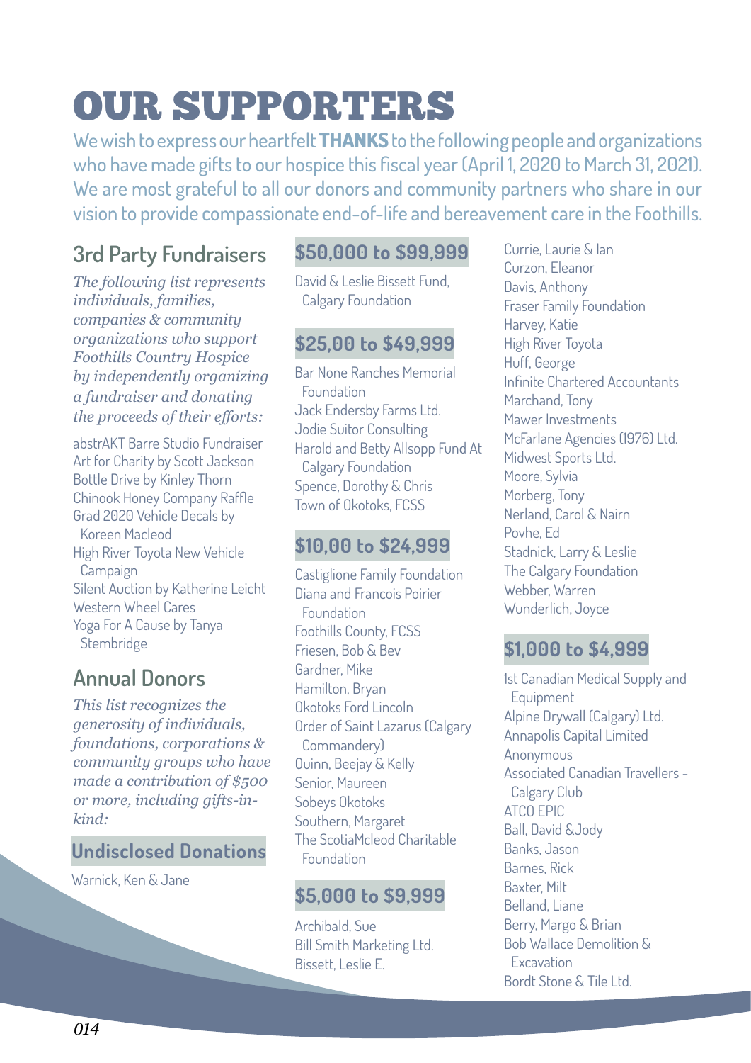# OUR SUPPORTERS

We wish to express our heartfelt **THANKS** to the following people and organizations who have made gifts to our hospice this fiscal year (April 1, 2020 to March 31, 2021). We are most grateful to all our donors and community partners who share in our vision to provide compassionate end-of-life and bereavement care in the Foothills.

## 3rd Party Fundraisers

*The following list represents individuals, families, companies & community organizations who support Foothills Country Hospice by independently organizing a fundraiser and donating the proceeds of their efforts:*

abstrAKT Barre Studio Fundraiser
Art for Charity by Scott Jackson
Bottle Drive by Kinley Thorn
Chinook Honey Company Raffle
Grad 2020 Vehicle Decals by Koreen Macleod
High River Toyota New Vehicle Campaign
Silent Auction by Katherine Leicht
Western Wheel Cares
Yoga For A Cause by Tanya Stembridge

## Annual Donors

*This list recognizes the generosity of individuals, foundations, corporations & community groups who have made a contribution of $500 or more, including gifts-in-kind:*

### Undisclosed Donations

Warnick, Ken & Jane

### $50,000 to $99,999

David & Leslie Bissett Fund, Calgary Foundation

### $25,00 to $49,999

Bar None Ranches Memorial Foundation
Jack Endersby Farms Ltd.
Jodie Suitor Consulting
Harold and Betty Allsopp Fund At Calgary Foundation
Spence, Dorothy & Chris
Town of Okotoks, FCSS

### $10,00 to $24,999

Castiglione Family Foundation
Diana and Francois Poirier Foundation
Foothills County, FCSS
Friesen, Bob & Bev
Gardner, Mike
Hamilton, Bryan
Okotoks Ford Lincoln
Order of Saint Lazarus (Calgary Commandery)
Quinn, Beejay & Kelly
Senior, Maureen
Sobeys Okotoks
Southern, Margaret
The ScotiaMcleod Charitable Foundation

### $5,000 to $9,999

Archibald, Sue
Bill Smith Marketing Ltd.
Bissett, Leslie E.
Currie, Laurie & Ian
Curzon, Eleanor
Davis, Anthony
Fraser Family Foundation
Harvey, Katie
High River Toyota
Huff, George
Infinite Chartered Accountants
Marchand, Tony
Mawer Investments
McFarlane Agencies (1976) Ltd.
Midwest Sports Ltd.
Moore, Sylvia
Morberg, Tony
Nerland, Carol & Nairn
Povhe, Ed
Stadnick, Larry & Leslie
The Calgary Foundation
Webber, Warren
Wunderlich, Joyce

### $1,000 to $4,999

1st Canadian Medical Supply and Equipment
Alpine Drywall (Calgary) Ltd.
Annapolis Capital Limited
Anonymous
Associated Canadian Travellers - Calgary Club
ATCO EPIC
Ball, David &Jody
Banks, Jason
Barnes, Rick
Baxter, Milt
Belland, Liane
Berry, Margo & Brian
Bob Wallace Demolition & Excavation
Bordt Stone & Tile Ltd.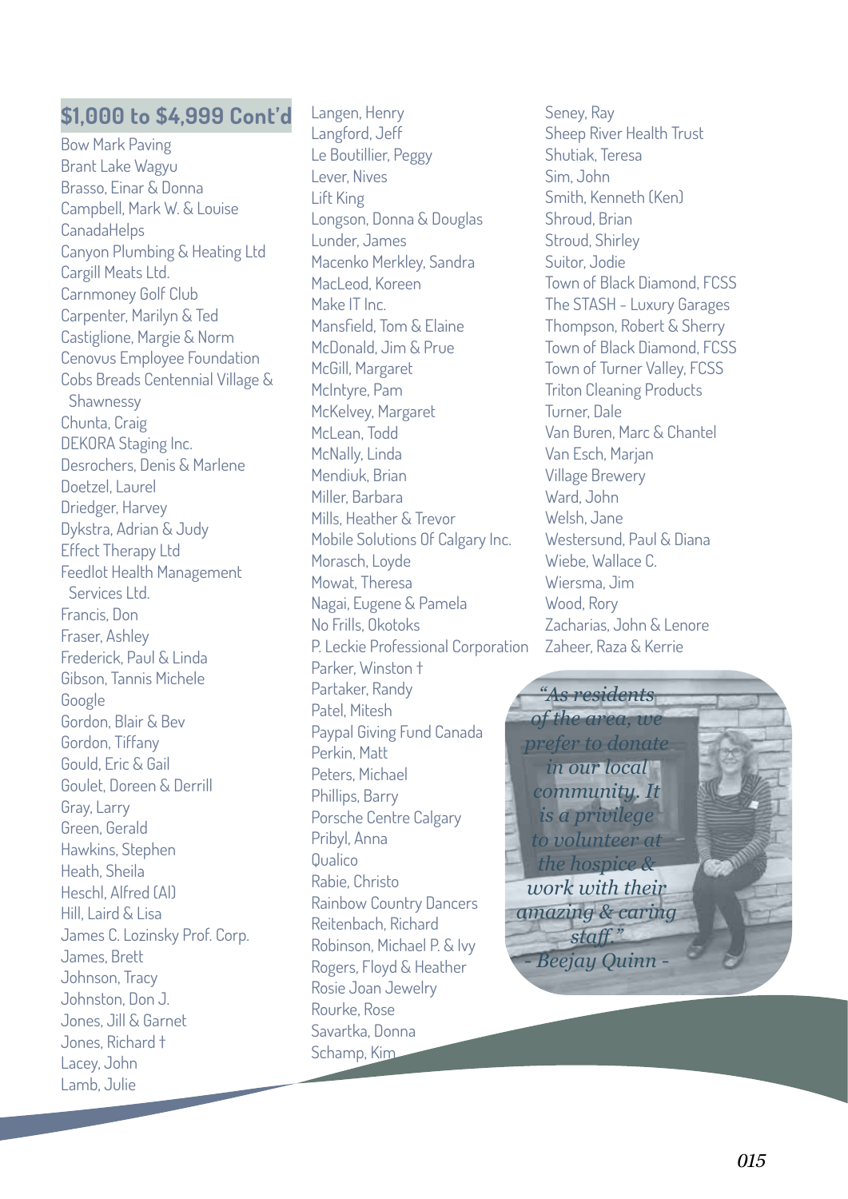## $1,000 to $4,999 Cont'd

Bow Mark Paving
Brant Lake Wagyu
Brasso, Einar & Donna
Campbell, Mark W. & Louise
CanadaHelps
Canyon Plumbing & Heating Ltd
Cargill Meats Ltd.
Carnmoney Golf Club
Carpenter, Marilyn & Ted
Castiglione, Margie & Norm
Cenovus Employee Foundation
Cobs Breads Centennial Village & Shawnessy
Chunta, Craig
DEKORA Staging Inc.
Desrochers, Denis & Marlene
Doetzel, Laurel
Driedger, Harvey
Dykstra, Adrian & Judy
Effect Therapy Ltd
Feedlot Health Management Services Ltd.
Francis, Don
Fraser, Ashley
Frederick, Paul & Linda
Gibson, Tannis Michele
Google
Gordon, Blair & Bev
Gordon, Tiffany
Gould, Eric & Gail
Goulet, Doreen & Derrill
Gray, Larry
Green, Gerald
Hawkins, Stephen
Heath, Sheila
Heschl, Alfred (Al)
Hill, Laird & Lisa
James C. Lozinsky Prof. Corp.
James, Brett
Johnson, Tracy
Johnston, Don J.
Jones, Jill & Garnet
Jones, Richard †
Lacey, John
Lamb, Julie
Langen, Henry
Langford, Jeff
Le Boutillier, Peggy
Lever, Nives
Lift King
Longson, Donna & Douglas
Lunder, James
Macenko Merkley, Sandra
MacLeod, Koreen
Make IT Inc.
Mansfield, Tom & Elaine
McDonald, Jim & Prue
McGill, Margaret
McIntyre, Pam
McKelvey, Margaret
McLean, Todd
McNally, Linda
Mendiuk, Brian
Miller, Barbara
Mills, Heather & Trevor
Mobile Solutions Of Calgary Inc.
Morasch, Loyde
Mowat, Theresa
Nagai, Eugene & Pamela
No Frills, Okotoks
P. Leckie Professional Corporation
Parker, Winston †
Partaker, Randy
Patel, Mitesh
Paypal Giving Fund Canada
Perkin, Matt
Peters, Michael
Phillips, Barry
Porsche Centre Calgary
Pribyl, Anna
Qualico
Rabie, Christo
Rainbow Country Dancers
Reitenbach, Richard
Robinson, Michael P. & Ivy
Rogers, Floyd & Heather
Rosie Joan Jewelry
Rourke, Rose
Savartka, Donna
Schamp, Kim
Seney, Ray
Sheep River Health Trust
Shutiak, Teresa
Sim, John
Smith, Kenneth (Ken)
Shroud, Brian
Stroud, Shirley
Suitor, Jodie
Town of Black Diamond, FCSS
The STASH - Luxury Garages
Thompson, Robert & Sherry
Town of Black Diamond, FCSS
Town of Turner Valley, FCSS
Triton Cleaning Products
Turner, Dale
Van Buren, Marc & Chantel
Van Esch, Marjan
Village Brewery
Ward, John
Welsh, Jane
Westersund, Paul & Diana
Wiebe, Wallace C.
Wiersma, Jim
Wood, Rory
Zacharias, John & Lenore
Zaheer, Raza & Kerrie

*"As residents of the area, we prefer to donate in our local community. It is a privilege to volunteer at the hospice & work with their amazing & caring staff."*
*- Beejay Quinn -*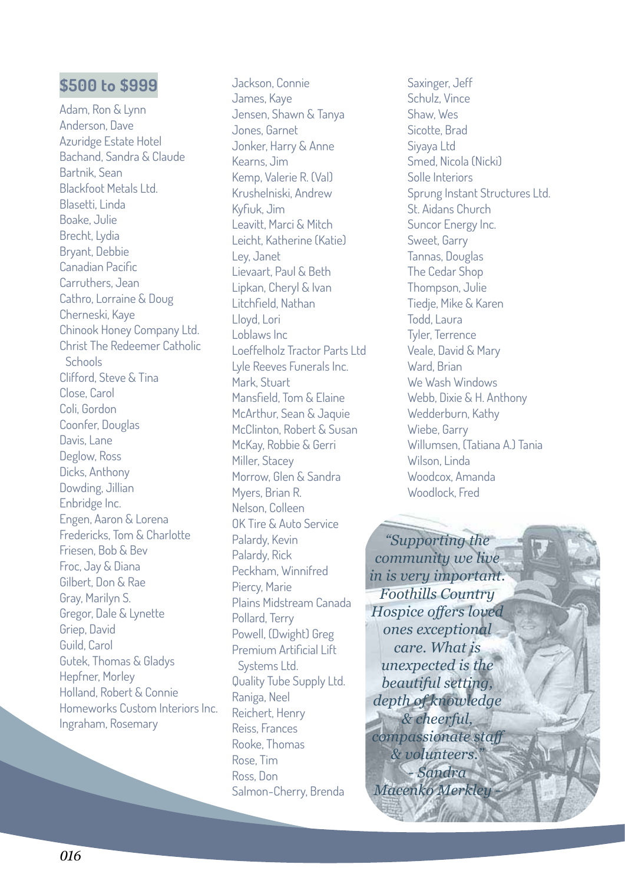## $500 to $999

Adam, Ron & Lynn
Anderson, Dave
Azuridge Estate Hotel
Bachand, Sandra & Claude
Bartnik, Sean
Blackfoot Metals Ltd.
Blasetti, Linda
Boake, Julie
Brecht, Lydia
Bryant, Debbie
Canadian Pacific
Carruthers, Jean
Cathro, Lorraine & Doug
Cherneski, Kaye
Chinook Honey Company Ltd.
Christ The Redeemer Catholic Schools
Clifford, Steve & Tina
Close, Carol
Coli, Gordon
Coonfer, Douglas
Davis, Lane
Deglow, Ross
Dicks, Anthony
Dowding, Jillian
Enbridge Inc.
Engen, Aaron & Lorena
Fredericks, Tom & Charlotte
Friesen, Bob & Bev
Froc, Jay & Diana
Gilbert, Don & Rae
Gray, Marilyn S.
Gregor, Dale & Lynette
Griep, David
Guild, Carol
Gutek, Thomas & Gladys
Hepfner, Morley
Holland, Robert & Connie
Homeworks Custom Interiors Inc.
Ingraham, Rosemary
Jackson, Connie
James, Kaye
Jensen, Shawn & Tanya
Jones, Garnet
Jonker, Harry & Anne
Kearns, Jim
Kemp, Valerie R. (Val)
Krushelniski, Andrew
Kyfiuk, Jim
Leavitt, Marci & Mitch
Leicht, Katherine (Katie)
Ley, Janet
Lievaart, Paul & Beth
Lipkan, Cheryl & Ivan
Litchfield, Nathan
Lloyd, Lori
Loblaws Inc
Loeffelholz Tractor Parts Ltd
Lyle Reeves Funerals Inc.
Mark, Stuart
Mansfield, Tom & Elaine
McArthur, Sean & Jaquie
McClinton, Robert & Susan
McKay, Robbie & Gerri
Miller, Stacey
Morrow, Glen & Sandra
Myers, Brian R.
Nelson, Colleen
OK Tire & Auto Service
Palardy, Kevin
Palardy, Rick
Peckham, Winnifred
Piercy, Marie
Plains Midstream Canada
Pollard, Terry
Powell, (Dwight) Greg
Premium Artificial Lift Systems Ltd.
Quality Tube Supply Ltd.
Raniga, Neel
Reichert, Henry
Reiss, Frances
Rooke, Thomas
Rose, Tim
Ross, Don
Salmon-Cherry, Brenda
Saxinger, Jeff
Schulz, Vince
Shaw, Wes
Sicotte, Brad
Siyaya Ltd
Smed, Nicola (Nicki)
Solle Interiors
Sprung Instant Structures Ltd.
St. Aidans Church
Suncor Energy Inc.
Sweet, Garry
Tannas, Douglas
The Cedar Shop
Thompson, Julie
Tiedje, Mike & Karen
Todd, Laura
Tyler, Terrence
Veale, David & Mary
Ward, Brian
We Wash Windows
Webb, Dixie & H. Anthony
Wedderburn, Kathy
Wiebe, Garry
Willumsen, (Tatiana A.) Tania
Wilson, Linda
Woodcox, Amanda
Woodlock, Fred

*"Supporting the community we live in is very important. Foothills Country Hospice offers loved ones exceptional care. What is unexpected is the beautiful setting, depth of knowledge & cheerful, compassionate staff & volunteers."*
*- Sandra Macenko Merkley -*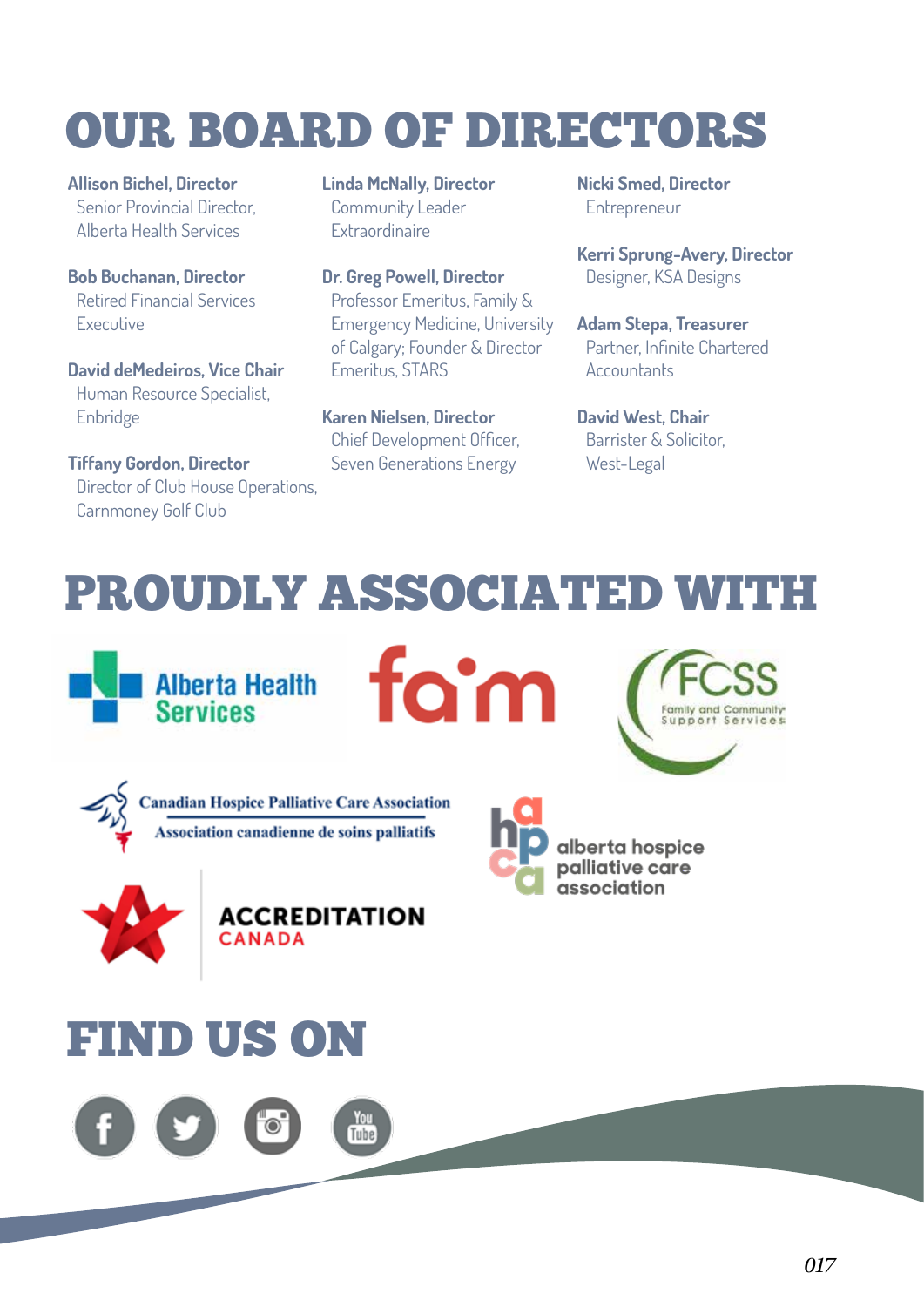# OUR BOARD OF DIRECTORS

**Allison Bichel, Director**
Senior Provincial Director, Alberta Health Services

**Bob Buchanan, Director**
Retired Financial Services Executive

**David deMedeiros, Vice Chair**
Human Resource Specialist, Enbridge

**Tiffany Gordon, Director**
Director of Club House Operations, Carnmoney Golf Club

**Linda McNally, Director**
Community Leader Extraordinaire

**Dr. Greg Powell, Director**
Professor Emeritus, Family & Emergency Medicine, University of Calgary; Founder & Director Emeritus, STARS

**Karen Nielsen, Director**
Chief Development Officer, Seven Generations Energy

**Nicki Smed, Director**
Entrepreneur

**Kerri Sprung-Avery, Director**
Designer, KSA Designs

**Adam Stepa, Treasurer**
Partner, Infinite Chartered Accountants

**David West, Chair**
Barrister & Solicitor, West-Legal

# PROUDLY ASSOCIATED WITH

Alberta Health Services

fa'm

FCSS Family and Community Support Services

Canadian Hospice Palliative Care Association
Association canadienne de soins palliatifs

alberta hospice palliative care association

ACCREDITATION CANADA

# FIND US ON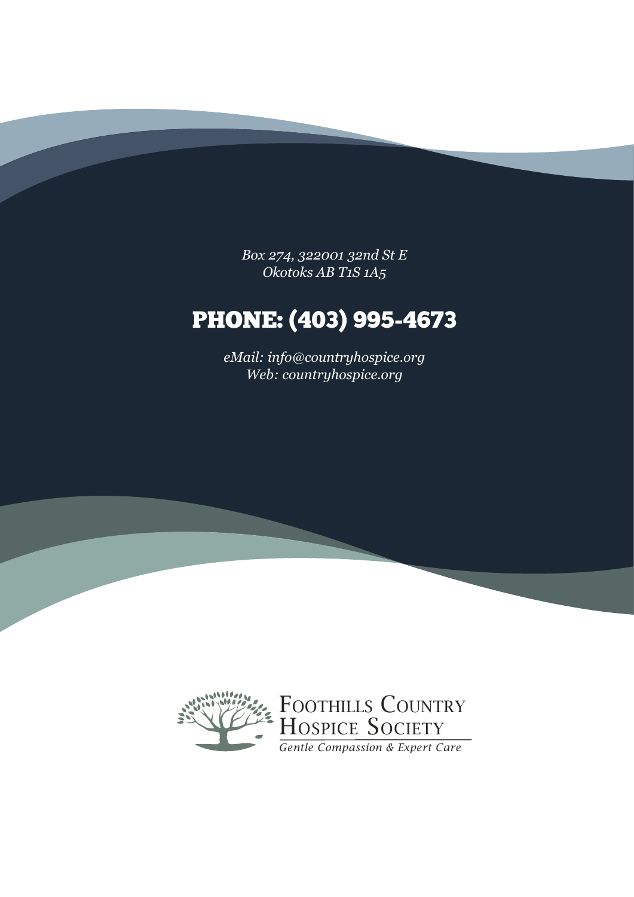*Box 274, 322001 32nd St E*
*Okotoks AB T1S 1A5*

## PHONE: (403) 995-4673

*eMail: info@countryhospice.org*
*Web: countryhospice.org*

Foothills Country Hospice Society

*Gentle Compassion & Expert Care*